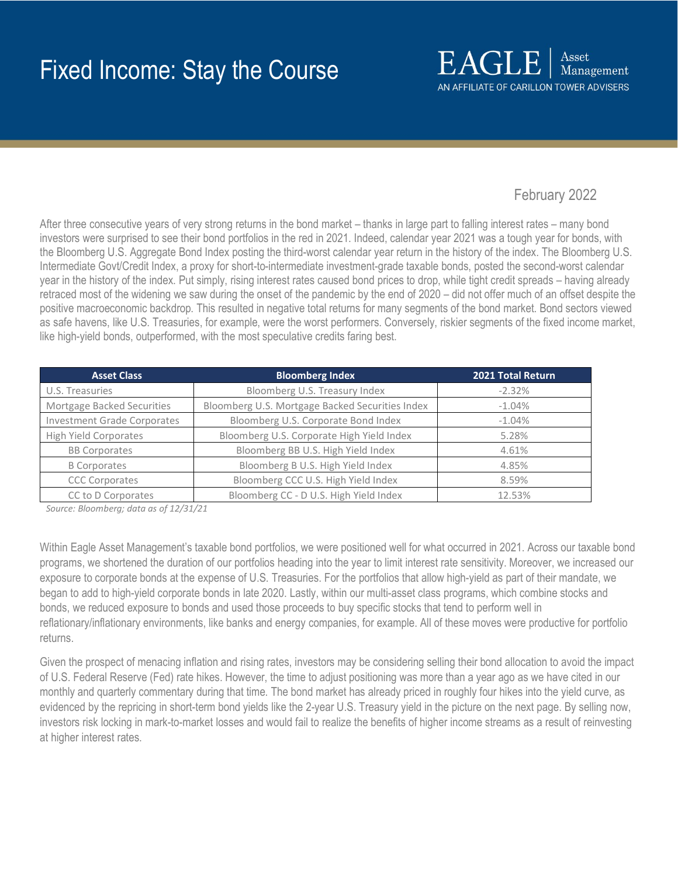# Fixed Income: Stay the Course

EAGLE | Asset Management
AN AFFILIATE OF CARILLON TOWER ADVISERS

February 2022

After three consecutive years of very strong returns in the bond market – thanks in large part to falling interest rates – many bond investors were surprised to see their bond portfolios in the red in 2021. Indeed, calendar year 2021 was a tough year for bonds, with the Bloomberg U.S. Aggregate Bond Index posting the third-worst calendar year return in the history of the index. The Bloomberg U.S. Intermediate Govt/Credit Index, a proxy for short-to-intermediate investment-grade taxable bonds, posted the second-worst calendar year in the history of the index. Put simply, rising interest rates caused bond prices to drop, while tight credit spreads – having already retraced most of the widening we saw during the onset of the pandemic by the end of 2020 – did not offer much of an offset despite the positive macroeconomic backdrop. This resulted in negative total returns for many segments of the bond market. Bond sectors viewed as safe havens, like U.S. Treasuries, for example, were the worst performers. Conversely, riskier segments of the fixed income market, like high-yield bonds, outperformed, with the most speculative credits faring best.

| Asset Class | Bloomberg Index | 2021 Total Return |
|---|---|---|
| U.S. Treasuries | Bloomberg U.S. Treasury Index | -2.32% |
| Mortgage Backed Securities | Bloomberg U.S. Mortgage Backed Securities Index | -1.04% |
| Investment Grade Corporates | Bloomberg U.S. Corporate Bond Index | -1.04% |
| High Yield Corporates | Bloomberg U.S. Corporate High Yield Index | 5.28% |
| BB Corporates | Bloomberg BB U.S. High Yield Index | 4.61% |
| B Corporates | Bloomberg B U.S. High Yield Index | 4.85% |
| CCC Corporates | Bloomberg CCC U.S. High Yield Index | 8.59% |
| CC to D Corporates | Bloomberg CC - D U.S. High Yield Index | 12.53% |

*Source: Bloomberg; data as of 12/31/21*

Within Eagle Asset Management's taxable bond portfolios, we were positioned well for what occurred in 2021. Across our taxable bond programs, we shortened the duration of our portfolios heading into the year to limit interest rate sensitivity. Moreover, we increased our exposure to corporate bonds at the expense of U.S. Treasuries. For the portfolios that allow high-yield as part of their mandate, we began to add to high-yield corporate bonds in late 2020. Lastly, within our multi-asset class programs, which combine stocks and bonds, we reduced exposure to bonds and used those proceeds to buy specific stocks that tend to perform well in reflationary/inflationary environments, like banks and energy companies, for example. All of these moves were productive for portfolio returns.

Given the prospect of menacing inflation and rising rates, investors may be considering selling their bond allocation to avoid the impact of U.S. Federal Reserve (Fed) rate hikes. However, the time to adjust positioning was more than a year ago as we have cited in our monthly and quarterly commentary during that time. The bond market has already priced in roughly four hikes into the yield curve, as evidenced by the repricing in short-term bond yields like the 2-year U.S. Treasury yield in the picture on the next page. By selling now, investors risk locking in mark-to-market losses and would fail to realize the benefits of higher income streams as a result of reinvesting at higher interest rates.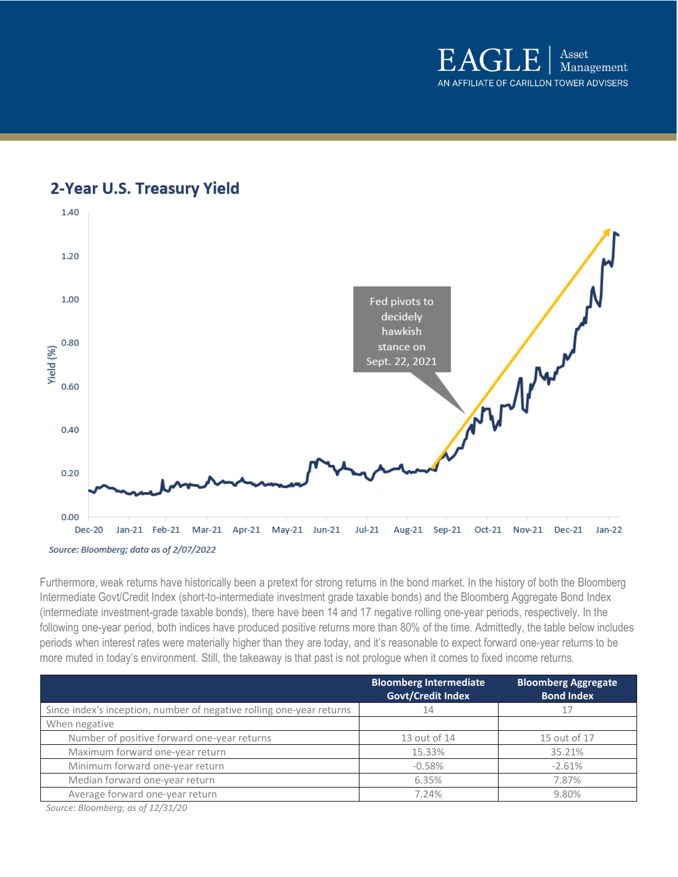## 2-Year U.S. Treasury Yield

*Source: Bloomberg; data as of 2/07/2022*

Furthermore, weak returns have historically been a pretext for strong returns in the bond market. In the history of both the Bloomberg Intermediate Govt/Credit Index (short-to-intermediate investment grade taxable bonds) and the Bloomberg Aggregate Bond Index (intermediate investment-grade taxable bonds), there have been 14 and 17 negative rolling one-year periods, respectively. In the following one-year period, both indices have produced positive returns more than 80% of the time. Admittedly, the table below includes periods when interest rates were materially higher than they are today, and it's reasonable to expect forward one-year returns to be more muted in today's environment. Still, the takeaway is that past is not prologue when it comes to fixed income returns.

| | Bloomberg Intermediate Govt/Credit Index | Bloomberg Aggregate Bond Index |
|---|---|---|
| Since index's inception, number of negative rolling one-year returns | 14 | 17 |
| When negative | | |
| Number of positive forward one-year returns | 13 out of 14 | 15 out of 17 |
| Maximum forward one-year return | 15.33% | 35.21% |
| Minimum forward one-year return | -0.58% | -2.61% |
| Median forward one-year return | 6.35% | 7.87% |
| Average forward one-year return | 7.24% | 9.80% |

*Source: Bloomberg; as of 12/31/20*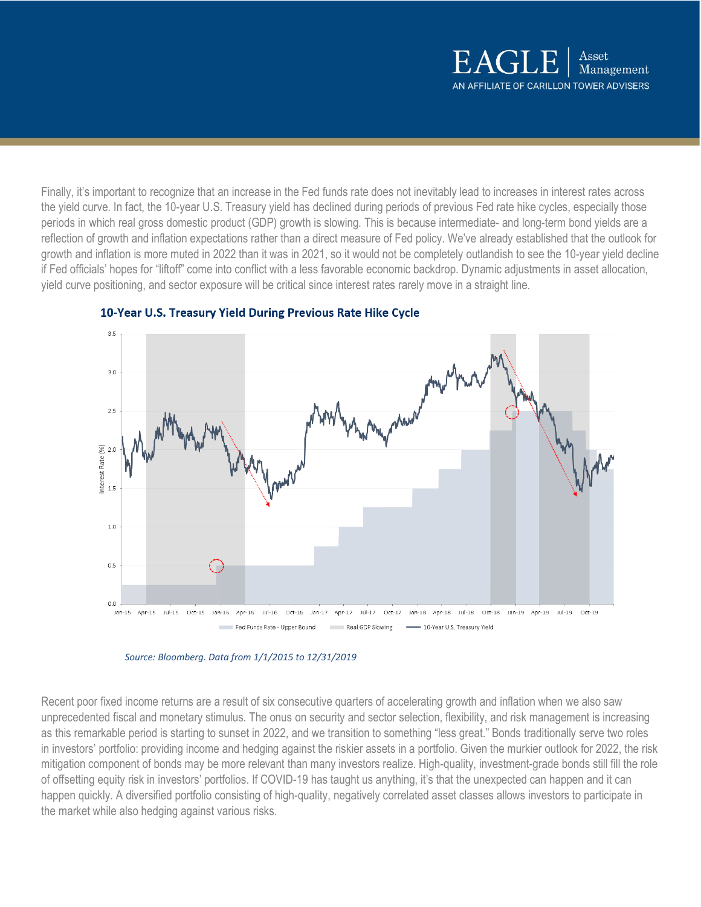Finally, it's important to recognize that an increase in the Fed funds rate does not inevitably lead to increases in interest rates across the yield curve. In fact, the 10-year U.S. Treasury yield has declined during periods of previous Fed rate hike cycles, especially those periods in which real gross domestic product (GDP) growth is slowing. This is because intermediate- and long-term bond yields are a reflection of growth and inflation expectations rather than a direct measure of Fed policy. We've already established that the outlook for growth and inflation is more muted in 2022 than it was in 2021, so it would not be completely outlandish to see the 10-year yield decline if Fed officials' hopes for "liftoff" come into conflict with a less favorable economic backdrop. Dynamic adjustments in asset allocation, yield curve positioning, and sector exposure will be critical since interest rates rarely move in a straight line.

**10-Year U.S. Treasury Yield During Previous Rate Hike Cycle**

*Source: Bloomberg. Data from 1/1/2015 to 12/31/2019*

Recent poor fixed income returns are a result of six consecutive quarters of accelerating growth and inflation when we also saw unprecedented fiscal and monetary stimulus. The onus on security and sector selection, flexibility, and risk management is increasing as this remarkable period is starting to sunset in 2022, and we transition to something "less great." Bonds traditionally serve two roles in investors' portfolio: providing income and hedging against the riskier assets in a portfolio. Given the murkier outlook for 2022, the risk mitigation component of bonds may be more relevant than many investors realize. High-quality, investment-grade bonds still fill the role of offsetting equity risk in investors' portfolios. If COVID-19 has taught us anything, it's that the unexpected can happen and it can happen quickly. A diversified portfolio consisting of high-quality, negatively correlated asset classes allows investors to participate in the market while also hedging against various risks.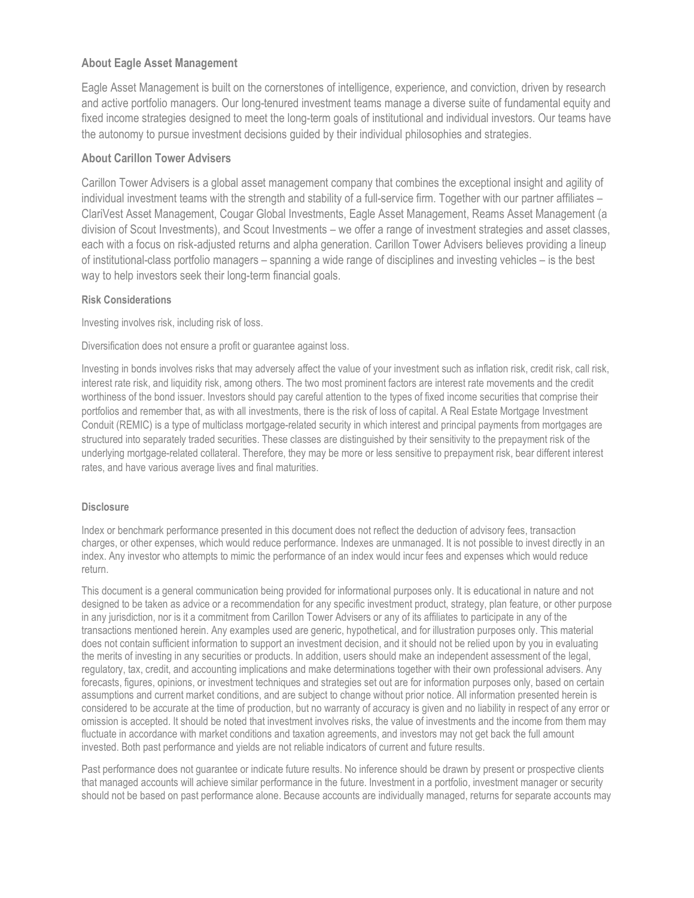### About Eagle Asset Management

Eagle Asset Management is built on the cornerstones of intelligence, experience, and conviction, driven by research and active portfolio managers. Our long-tenured investment teams manage a diverse suite of fundamental equity and fixed income strategies designed to meet the long-term goals of institutional and individual investors. Our teams have the autonomy to pursue investment decisions guided by their individual philosophies and strategies.

### About Carillon Tower Advisers

Carillon Tower Advisers is a global asset management company that combines the exceptional insight and agility of individual investment teams with the strength and stability of a full-service firm. Together with our partner affiliates – ClariVest Asset Management, Cougar Global Investments, Eagle Asset Management, Reams Asset Management (a division of Scout Investments), and Scout Investments – we offer a range of investment strategies and asset classes, each with a focus on risk-adjusted returns and alpha generation. Carillon Tower Advisers believes providing a lineup of institutional-class portfolio managers – spanning a wide range of disciplines and investing vehicles – is the best way to help investors seek their long-term financial goals.

#### Risk Considerations

Investing involves risk, including risk of loss.

Diversification does not ensure a profit or guarantee against loss.

Investing in bonds involves risks that may adversely affect the value of your investment such as inflation risk, credit risk, call risk, interest rate risk, and liquidity risk, among others. The two most prominent factors are interest rate movements and the credit worthiness of the bond issuer. Investors should pay careful attention to the types of fixed income securities that comprise their portfolios and remember that, as with all investments, there is the risk of loss of capital. A Real Estate Mortgage Investment Conduit (REMIC) is a type of multiclass mortgage-related security in which interest and principal payments from mortgages are structured into separately traded securities. These classes are distinguished by their sensitivity to the prepayment risk of the underlying mortgage-related collateral. Therefore, they may be more or less sensitive to prepayment risk, bear different interest rates, and have various average lives and final maturities.

#### Disclosure

Index or benchmark performance presented in this document does not reflect the deduction of advisory fees, transaction charges, or other expenses, which would reduce performance. Indexes are unmanaged. It is not possible to invest directly in an index. Any investor who attempts to mimic the performance of an index would incur fees and expenses which would reduce return.

This document is a general communication being provided for informational purposes only. It is educational in nature and not designed to be taken as advice or a recommendation for any specific investment product, strategy, plan feature, or other purpose in any jurisdiction, nor is it a commitment from Carillon Tower Advisers or any of its affiliates to participate in any of the transactions mentioned herein. Any examples used are generic, hypothetical, and for illustration purposes only. This material does not contain sufficient information to support an investment decision, and it should not be relied upon by you in evaluating the merits of investing in any securities or products. In addition, users should make an independent assessment of the legal, regulatory, tax, credit, and accounting implications and make determinations together with their own professional advisers. Any forecasts, figures, opinions, or investment techniques and strategies set out are for information purposes only, based on certain assumptions and current market conditions, and are subject to change without prior notice. All information presented herein is considered to be accurate at the time of production, but no warranty of accuracy is given and no liability in respect of any error or omission is accepted. It should be noted that investment involves risks, the value of investments and the income from them may fluctuate in accordance with market conditions and taxation agreements, and investors may not get back the full amount invested. Both past performance and yields are not reliable indicators of current and future results.

Past performance does not guarantee or indicate future results. No inference should be drawn by present or prospective clients that managed accounts will achieve similar performance in the future. Investment in a portfolio, investment manager or security should not be based on past performance alone. Because accounts are individually managed, returns for separate accounts may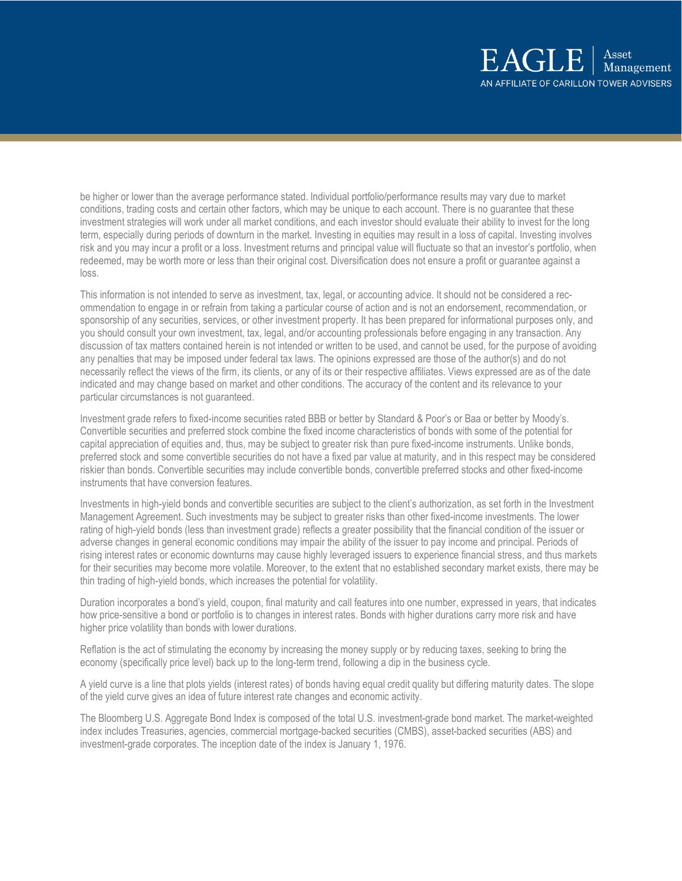be higher or lower than the average performance stated. Individual portfolio/performance results may vary due to market conditions, trading costs and certain other factors, which may be unique to each account. There is no guarantee that these investment strategies will work under all market conditions, and each investor should evaluate their ability to invest for the long term, especially during periods of downturn in the market. Investing in equities may result in a loss of capital. Investing involves risk and you may incur a profit or a loss. Investment returns and principal value will fluctuate so that an investor's portfolio, when redeemed, may be worth more or less than their original cost. Diversification does not ensure a profit or guarantee against a loss.

This information is not intended to serve as investment, tax, legal, or accounting advice. It should not be considered a recommendation to engage in or refrain from taking a particular course of action and is not an endorsement, recommendation, or sponsorship of any securities, services, or other investment property. It has been prepared for informational purposes only, and you should consult your own investment, tax, legal, and/or accounting professionals before engaging in any transaction. Any discussion of tax matters contained herein is not intended or written to be used, and cannot be used, for the purpose of avoiding any penalties that may be imposed under federal tax laws. The opinions expressed are those of the author(s) and do not necessarily reflect the views of the firm, its clients, or any of its or their respective affiliates. Views expressed are as of the date indicated and may change based on market and other conditions. The accuracy of the content and its relevance to your particular circumstances is not guaranteed.

Investment grade refers to fixed-income securities rated BBB or better by Standard & Poor's or Baa or better by Moody's. Convertible securities and preferred stock combine the fixed income characteristics of bonds with some of the potential for capital appreciation of equities and, thus, may be subject to greater risk than pure fixed-income instruments. Unlike bonds, preferred stock and some convertible securities do not have a fixed par value at maturity, and in this respect may be considered riskier than bonds. Convertible securities may include convertible bonds, convertible preferred stocks and other fixed-income instruments that have conversion features.

Investments in high-yield bonds and convertible securities are subject to the client's authorization, as set forth in the Investment Management Agreement. Such investments may be subject to greater risks than other fixed-income investments. The lower rating of high-yield bonds (less than investment grade) reflects a greater possibility that the financial condition of the issuer or adverse changes in general economic conditions may impair the ability of the issuer to pay income and principal. Periods of rising interest rates or economic downturns may cause highly leveraged issuers to experience financial stress, and thus markets for their securities may become more volatile. Moreover, to the extent that no established secondary market exists, there may be thin trading of high-yield bonds, which increases the potential for volatility.

Duration incorporates a bond's yield, coupon, final maturity and call features into one number, expressed in years, that indicates how price-sensitive a bond or portfolio is to changes in interest rates. Bonds with higher durations carry more risk and have higher price volatility than bonds with lower durations.

Reflation is the act of stimulating the economy by increasing the money supply or by reducing taxes, seeking to bring the economy (specifically price level) back up to the long-term trend, following a dip in the business cycle.

A yield curve is a line that plots yields (interest rates) of bonds having equal credit quality but differing maturity dates. The slope of the yield curve gives an idea of future interest rate changes and economic activity.

The Bloomberg U.S. Aggregate Bond Index is composed of the total U.S. investment-grade bond market. The market-weighted index includes Treasuries, agencies, commercial mortgage-backed securities (CMBS), asset-backed securities (ABS) and investment-grade corporates. The inception date of the index is January 1, 1976.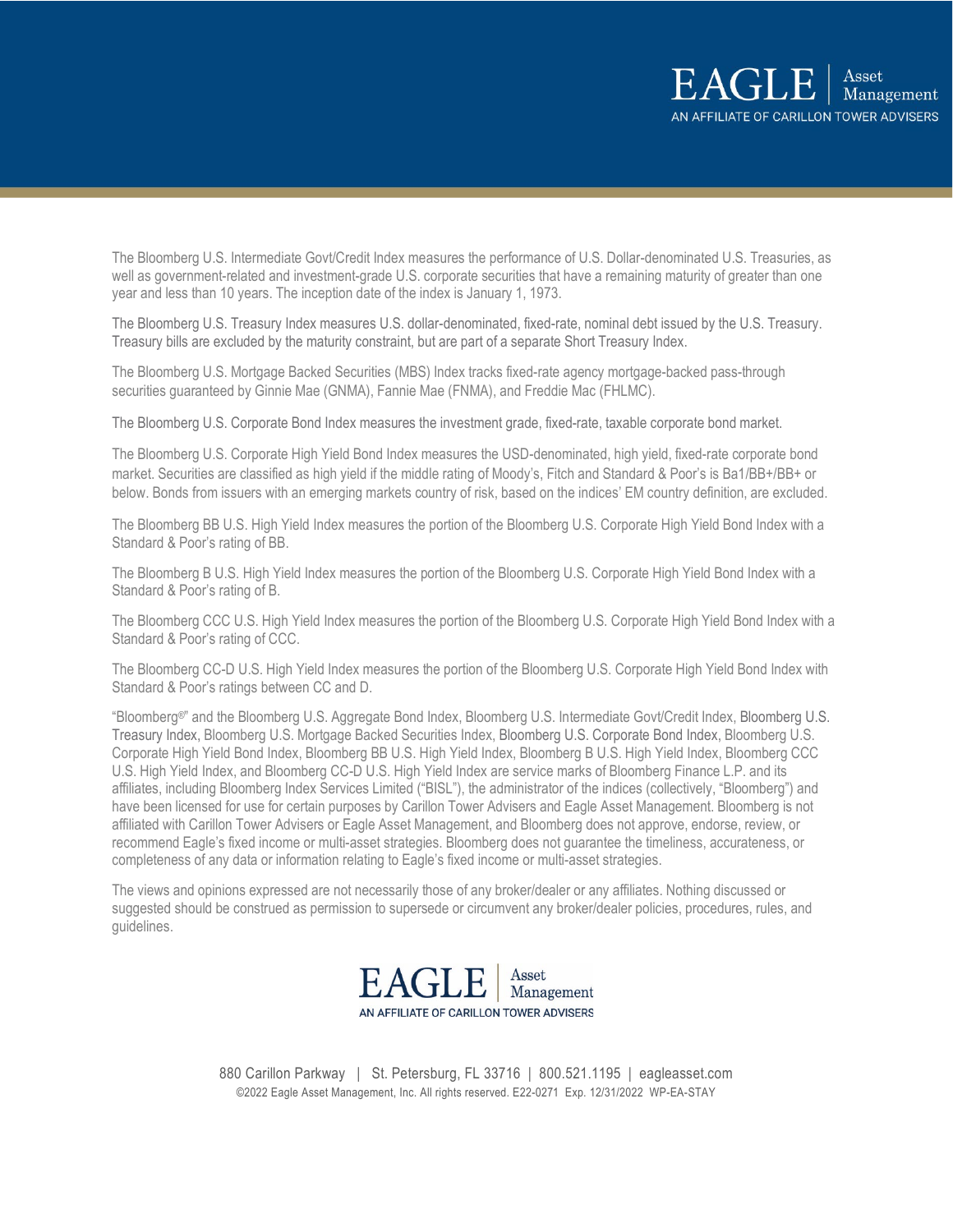The Bloomberg U.S. Intermediate Govt/Credit Index measures the performance of U.S. Dollar-denominated U.S. Treasuries, as well as government-related and investment-grade U.S. corporate securities that have a remaining maturity of greater than one year and less than 10 years. The inception date of the index is January 1, 1973.

The Bloomberg U.S. Treasury Index measures U.S. dollar-denominated, fixed-rate, nominal debt issued by the U.S. Treasury. Treasury bills are excluded by the maturity constraint, but are part of a separate Short Treasury Index.

The Bloomberg U.S. Mortgage Backed Securities (MBS) Index tracks fixed-rate agency mortgage-backed pass-through securities guaranteed by Ginnie Mae (GNMA), Fannie Mae (FNMA), and Freddie Mac (FHLMC).

The Bloomberg U.S. Corporate Bond Index measures the investment grade, fixed-rate, taxable corporate bond market.

The Bloomberg U.S. Corporate High Yield Bond Index measures the USD-denominated, high yield, fixed-rate corporate bond market. Securities are classified as high yield if the middle rating of Moody's, Fitch and Standard & Poor's is Ba1/BB+/BB+ or below. Bonds from issuers with an emerging markets country of risk, based on the indices' EM country definition, are excluded.

The Bloomberg BB U.S. High Yield Index measures the portion of the Bloomberg U.S. Corporate High Yield Bond Index with a Standard & Poor's rating of BB.

The Bloomberg B U.S. High Yield Index measures the portion of the Bloomberg U.S. Corporate High Yield Bond Index with a Standard & Poor's rating of B.

The Bloomberg CCC U.S. High Yield Index measures the portion of the Bloomberg U.S. Corporate High Yield Bond Index with a Standard & Poor's rating of CCC.

The Bloomberg CC-D U.S. High Yield Index measures the portion of the Bloomberg U.S. Corporate High Yield Bond Index with Standard & Poor's ratings between CC and D.

"Bloomberg®" and the Bloomberg U.S. Aggregate Bond Index, Bloomberg U.S. Intermediate Govt/Credit Index, Bloomberg U.S. Treasury Index, Bloomberg U.S. Mortgage Backed Securities Index, Bloomberg U.S. Corporate Bond Index, Bloomberg U.S. Corporate High Yield Bond Index, Bloomberg BB U.S. High Yield Index, Bloomberg B U.S. High Yield Index, Bloomberg CCC U.S. High Yield Index, and Bloomberg CC-D U.S. High Yield Index are service marks of Bloomberg Finance L.P. and its affiliates, including Bloomberg Index Services Limited ("BISL"), the administrator of the indices (collectively, "Bloomberg") and have been licensed for use for certain purposes by Carillon Tower Advisers and Eagle Asset Management. Bloomberg is not affiliated with Carillon Tower Advisers or Eagle Asset Management, and Bloomberg does not approve, endorse, review, or recommend Eagle's fixed income or multi-asset strategies. Bloomberg does not guarantee the timeliness, accurateness, or completeness of any data or information relating to Eagle's fixed income or multi-asset strategies.

The views and opinions expressed are not necessarily those of any broker/dealer or any affiliates. Nothing discussed or suggested should be construed as permission to supersede or circumvent any broker/dealer policies, procedures, rules, and guidelines.

EAGLE | Asset Management
AN AFFILIATE OF CARILLON TOWER ADVISERS

880 Carillon Parkway | St. Petersburg, FL 33716 | 800.521.1195 | eagleasset.com

©2022 Eagle Asset Management, Inc. All rights reserved. E22-0271 Exp. 12/31/2022 WP-EA-STAY